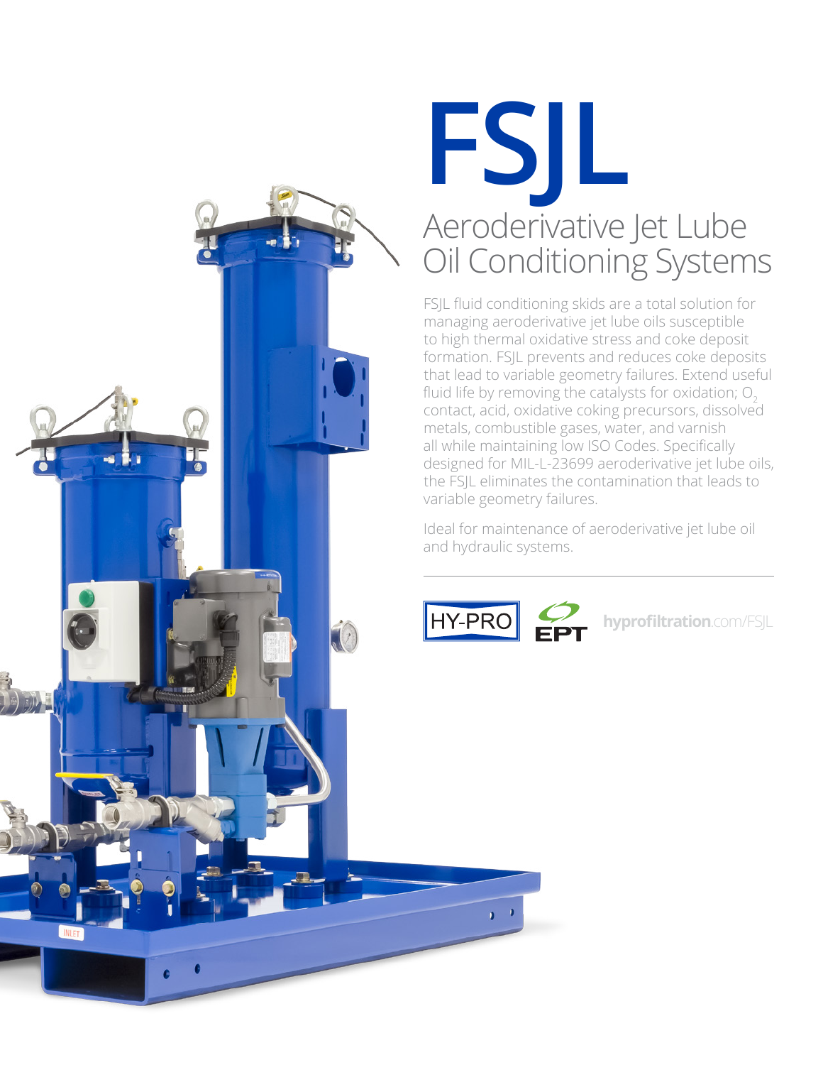# FSJL

## Aeroderivative Jet Lube Oil Conditioning Systems

FSJL fluid conditioning skids are a total solution for managing aeroderivative jet lube oils susceptible to high thermal oxidative stress and coke deposit formation. FSJL prevents and reduces coke deposits that lead to variable geometry failures. Extend useful fluid life by removing the catalysts for oxidation; $O_2$ contact, acid, oxidative coking precursors, dissolved metals, combustible gases, water, and varnish all while maintaining low ISO Codes. Specifically designed for MIL-L-23699 aeroderivative jet lube oils, the FSJL eliminates the contamination that leads to variable geometry failures.

Ideal for maintenance of aeroderivative jet lube oil and hydraulic systems.

HY-PRO EPT **hyprofiltration**.com/FSJL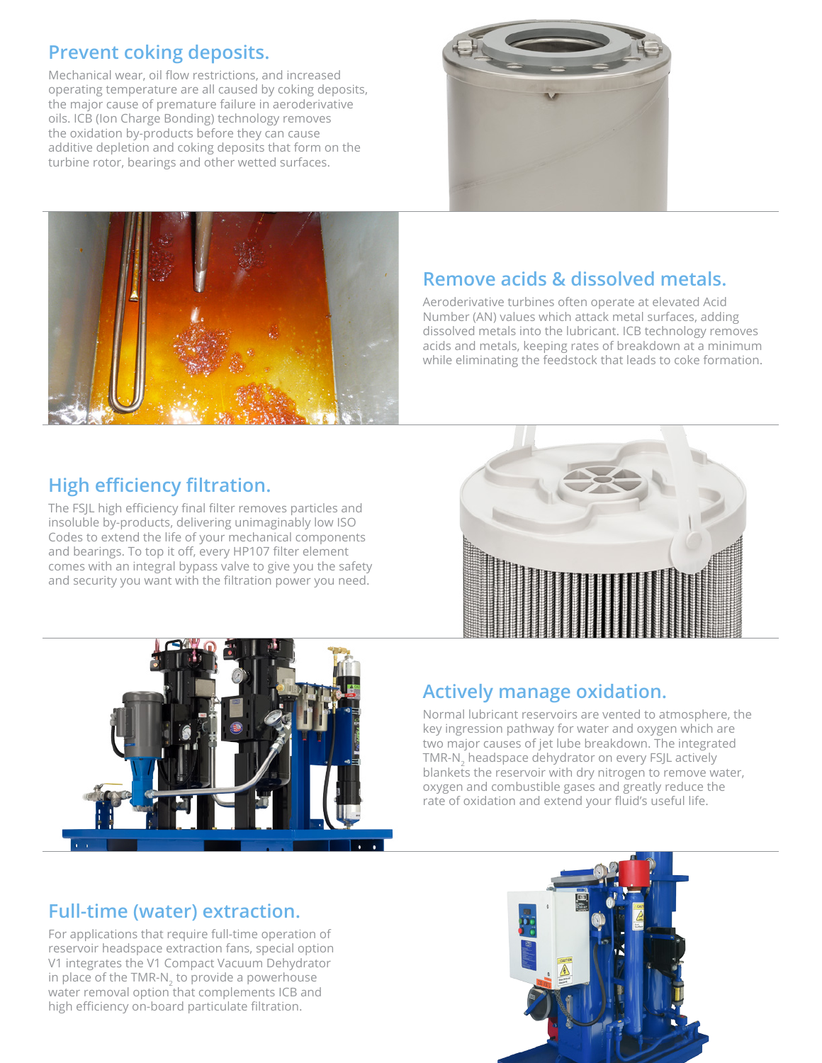## Prevent coking deposits.

Mechanical wear, oil flow restrictions, and increased operating temperature are all caused by coking deposits, the major cause of premature failure in aeroderivative oils. ICB (Ion Charge Bonding) technology removes the oxidation by-products before they can cause additive depletion and coking deposits that form on the turbine rotor, bearings and other wetted surfaces.

## Remove acids & dissolved metals.

Aeroderivative turbines often operate at elevated Acid Number (AN) values which attack metal surfaces, adding dissolved metals into the lubricant. ICB technology removes acids and metals, keeping rates of breakdown at a minimum while eliminating the feedstock that leads to coke formation.

## High efficiency filtration.

The FSJL high efficiency final filter removes particles and insoluble by-products, delivering unimaginably low ISO Codes to extend the life of your mechanical components and bearings. To top it off, every HP107 filter element comes with an integral bypass valve to give you the safety and security you want with the filtration power you need.

## Actively manage oxidation.

Normal lubricant reservoirs are vented to atmosphere, the key ingression pathway for water and oxygen which are two major causes of jet lube breakdown. The integrated TMR-$N_2$ headspace dehydrator on every FSJL actively blankets the reservoir with dry nitrogen to remove water, oxygen and combustible gases and greatly reduce the rate of oxidation and extend your fluid's useful life.

## Full-time (water) extraction.

For applications that require full-time operation of reservoir headspace extraction fans, special option V1 integrates the V1 Compact Vacuum Dehydrator in place of the TMR-$N_2$ to provide a powerhouse water removal option that complements ICB and high efficiency on-board particulate filtration.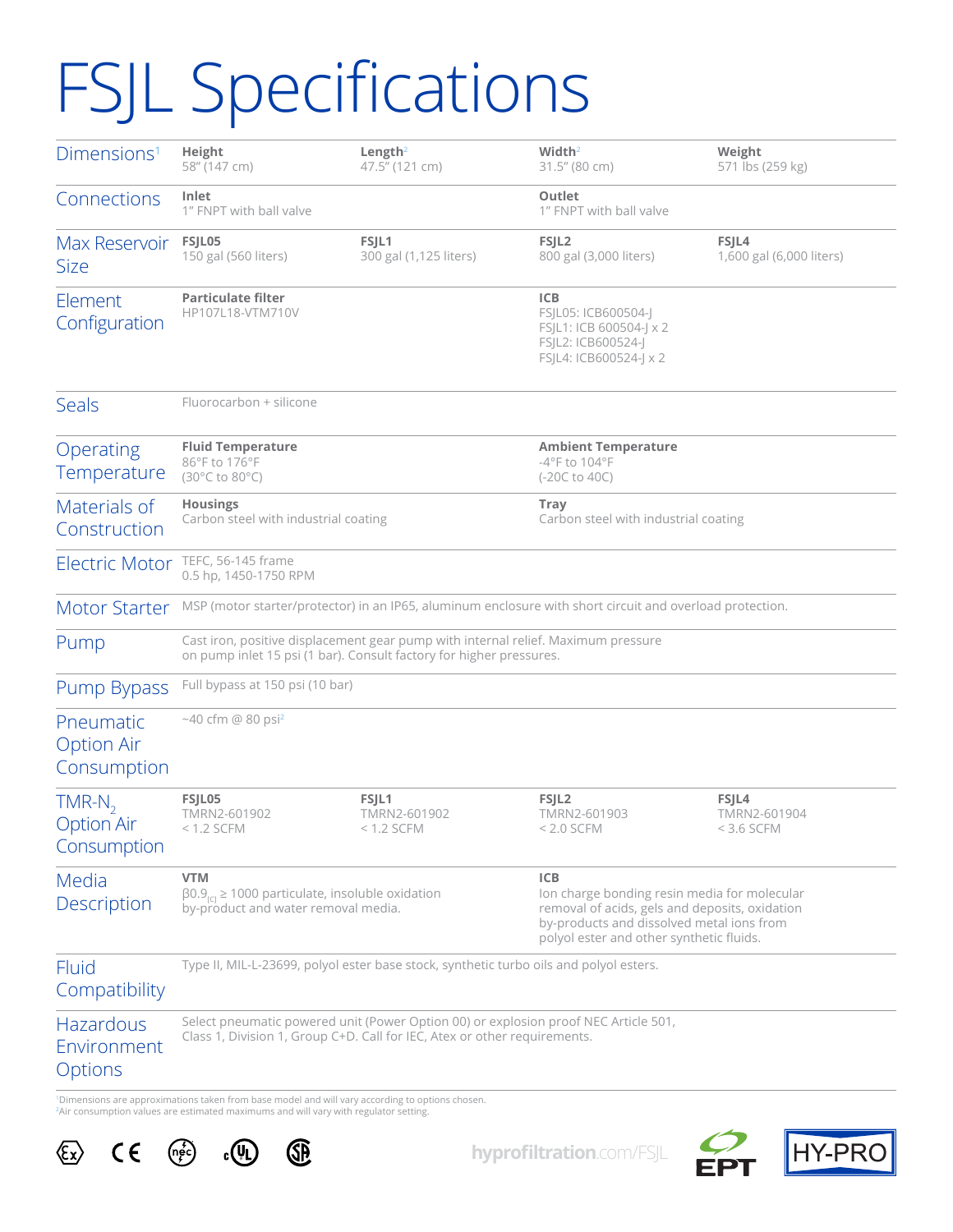# FSJL Specifications

| | | | | |
|---|---|---|---|---|
| Dimensions[1] | **Height**<br>58" (147 cm) | **Length**[2]<br>47.5" (121 cm) | **Width**[2]<br>31.5" (80 cm) | **Weight**<br>571 lbs (259 kg) |
| Connections | **Inlet**<br>1" FNPT with ball valve | | **Outlet**<br>1" FNPT with ball valve | |
| Max Reservoir Size | **FSJL05**<br>150 gal (560 liters) | **FSJL1**<br>300 gal (1,125 liters) | **FSJL2**<br>800 gal (3,000 liters) | **FSJL4**<br>1,600 gal (6,000 liters) |
| Element Configuration | **Particulate filter**<br>HP107L18-VTM710V | | **ICB**<br>FSJL05: ICB600504-J<br>FSJL1: ICB 600504-J x 2<br>FSJL2: ICB600524-J<br>FSJL4: ICB600524-J x 2 | |
| Seals | Fluorocarbon + silicone | | | |
| Operating Temperature | **Fluid Temperature**<br>86°F to 176°F<br>(30°C to 80°C) | | **Ambient Temperature**<br>-4°F to 104°F<br>(-20C to 40C) | |
| Materials of Construction | **Housings**<br>Carbon steel with industrial coating | | **Tray**<br>Carbon steel with industrial coating | |
| Electric Motor | TEFC, 56-145 frame<br>0.5 hp, 1450-1750 RPM | | | |
| Motor Starter | MSP (motor starter/protector) in an IP65, aluminum enclosure with short circuit and overload protection. | | | |
| Pump | Cast iron, positive displacement gear pump with internal relief. Maximum pressure on pump inlet 15 psi (1 bar). Consult factory for higher pressures. | | | |
| Pump Bypass | Full bypass at 150 psi (10 bar) | | | |
| Pneumatic Option Air Consumption | ~40 cfm @ 80 psi[2] | | | |
| TMR-$N_2$ Option Air Consumption | **FSJL05**<br>TMRN2-601902<br>< 1.2 SCFM | **FSJL1**<br>TMRN2-601902<br>< 1.2 SCFM | **FSJL2**<br>TMRN2-601903<br>< 2.0 SCFM | **FSJL4**<br>TMRN2-601904<br>< 3.6 SCFM |
| Media Description | **VTM**<br>$\beta 0.9_{[c]} \geq 1000$ particulate, insoluble oxidation by-product and water removal media. | | **ICB**<br>Ion charge bonding resin media for molecular removal of acids, gels and deposits, oxidation by-products and dissolved metal ions from polyol ester and other synthetic fluids. | |
| Fluid Compatibility | Type II, MIL-L-23699, polyol ester base stock, synthetic turbo oils and polyol esters. | | | |
| Hazardous Environment Options | Select pneumatic powered unit (Power Option 00) or explosion proof NEC Article 501, Class 1, Division 1, Group C+D. Call for IEC, Atex or other requirements. | | | |

[1]Dimensions are approximations taken from base model and will vary according to options chosen.
[2]Air consumption values are estimated maximums and will vary with regulator setting.

hyprofiltration.com/FSJL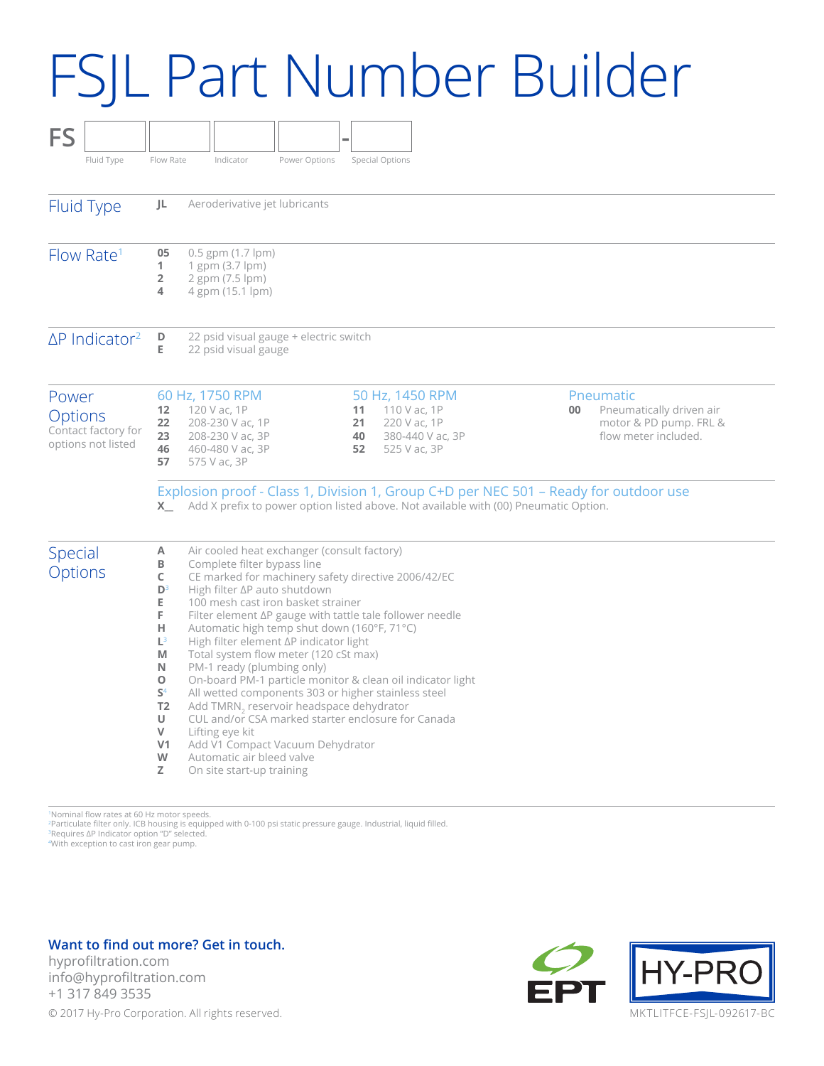# FSJL Part Number Builder

FS [Fluid Type] [Flow Rate] [Indicator] [Power Options] - [Special Options]

## Fluid Type

| | |
|---|---|
| **JL** | Aeroderivative jet lubricants |

## Flow Rate[1]

| | |
|---|---|
| **05** | 0.5 gpm (1.7 lpm) |
| **1** | 1 gpm (3.7 lpm) |
| **2** | 2 gpm (7.5 lpm) |
| **4** | 4 gpm (15.1 lpm) |

## ΔP Indicator[2]

| | |
|---|---|
| **D** | 22 psid visual gauge + electric switch |
| **E** | 22 psid visual gauge |

## Power Options

Contact factory for options not listed

**60 Hz, 1750 RPM**

| | |
|---|---|
| **12** | 120 V ac, 1P |
| **22** | 208-230 V ac, 1P |
| **23** | 208-230 V ac, 3P |
| **46** | 460-480 V ac, 3P |
| **57** | 575 V ac, 3P |

**50 Hz, 1450 RPM**

| | |
|---|---|
| **11** | 110 V ac, 1P |
| **21** | 220 V ac, 1P |
| **40** | 380-440 V ac, 3P |
| **52** | 525 V ac, 3P |

**Pneumatic**

| | |
|---|---|
| **00** | Pneumatically driven air motor & PD pump. FRL & flow meter included. |

**Explosion proof - Class 1, Division 1, Group C+D per NEC 501 – Ready for outdoor use**

| | |
|---|---|
| **X__** | Add X prefix to power option listed above. Not available with (00) Pneumatic Option. |

## Special Options

| | |
|---|---|
| **A** | Air cooled heat exchanger (consult factory) |
| **B** | Complete filter bypass line |
| **C** | CE marked for machinery safety directive 2006/42/EC |
| **D**[3] | High filter ΔP auto shutdown |
| **E** | 100 mesh cast iron basket strainer |
| **F** | Filter element ΔP gauge with tattle tale follower needle |
| **H** | Automatic high temp shut down (160°F, 71°C) |
| **L**[3] | High filter element ΔP indicator light |
| **M** | Total system flow meter (120 cSt max) |
| **N** | PM-1 ready (plumbing only) |
| **O** | On-board PM-1 particle monitor & clean oil indicator light |
| **S**[4] | All wetted components 303 or higher stainless steel |
| **T2** | Add $TMRN_2$ reservoir headspace dehydrator |
| **U** | CUL and/or CSA marked starter enclosure for Canada |
| **V** | Lifting eye kit |
| **V1** | Add V1 Compact Vacuum Dehydrator |
| **W** | Automatic air bleed valve |
| **Z** | On site start-up training |

[1]Nominal flow rates at 60 Hz motor speeds.
[2]Particulate filter only. ICB housing is equipped with 0-100 psi static pressure gauge. Industrial, liquid filled.
[3]Requires ΔP Indicator option "D" selected.
[4]With exception to cast iron gear pump.

**Want to find out more? Get in touch.**

hyprofiltration.com
info@hyprofiltration.com
+1 317 849 3535

© 2017 Hy-Pro Corporation. All rights reserved.

EPT HY-PRO

MKTLITFCE-FSJL-092617-BC